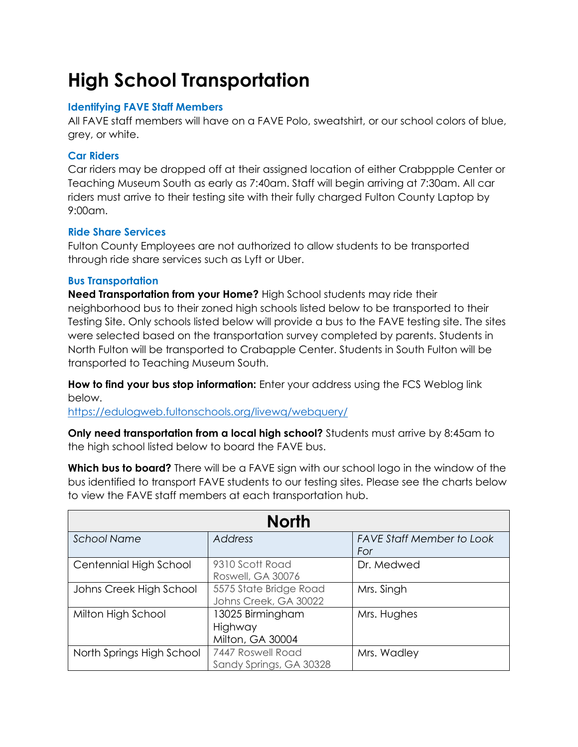# High School Transportation

### Identifying FAVE Staff Members

All FAVE staff members will have on a FAVE Polo, sweatshirt, or our school colors of blue, grey, or white.

### Car Riders

Car riders may be dropped off at their assigned location of either Crabppple Center or Teaching Museum South as early as 7:40am. Staff will begin arriving at 7:30am. All car riders must arrive to their testing site with their fully charged Fulton County Laptop by 9:00am.

### Ride Share Services

Fulton County Employees are not authorized to allow students to be transported through ride share services such as Lyft or Uber.

### Bus Transportation

**Need Transportation from your Home?** High School students may ride their neighborhood bus to their zoned high schools listed below to be transported to their Testing Site. Only schools listed below will provide a bus to the FAVE testing site. The sites were selected based on the transportation survey completed by parents. Students in North Fulton will be transported to Crabapple Center. Students in South Fulton will be transported to Teaching Museum South.

**How to find your bus stop information:** Enter your address using the FCS Weblog link below.
https://edulogweb.fultonschools.org/livewq/webquery/

**Only need transportation from a local high school?** Students must arrive by 8:45am to the high school listed below to board the FAVE bus.

**Which bus to board?** There will be a FAVE sign with our school logo in the window of the bus identified to transport FAVE students to our testing sites. Please see the charts below to view the FAVE staff members at each transportation hub.

| North | | |
|---|---|---|
| *School Name* | *Address* | *FAVE Staff Member to Look For* |
| Centennial High School | 9310 Scott Road<br>Roswell, GA 30076 | Dr. Medwed |
| Johns Creek High School | 5575 State Bridge Road<br>Johns Creek, GA 30022 | Mrs. Singh |
| Milton High School | 13025 Birmingham Highway<br>Milton, GA 30004 | Mrs. Hughes |
| North Springs High School | 7447 Roswell Road<br>Sandy Springs, GA 30328 | Mrs. Wadley |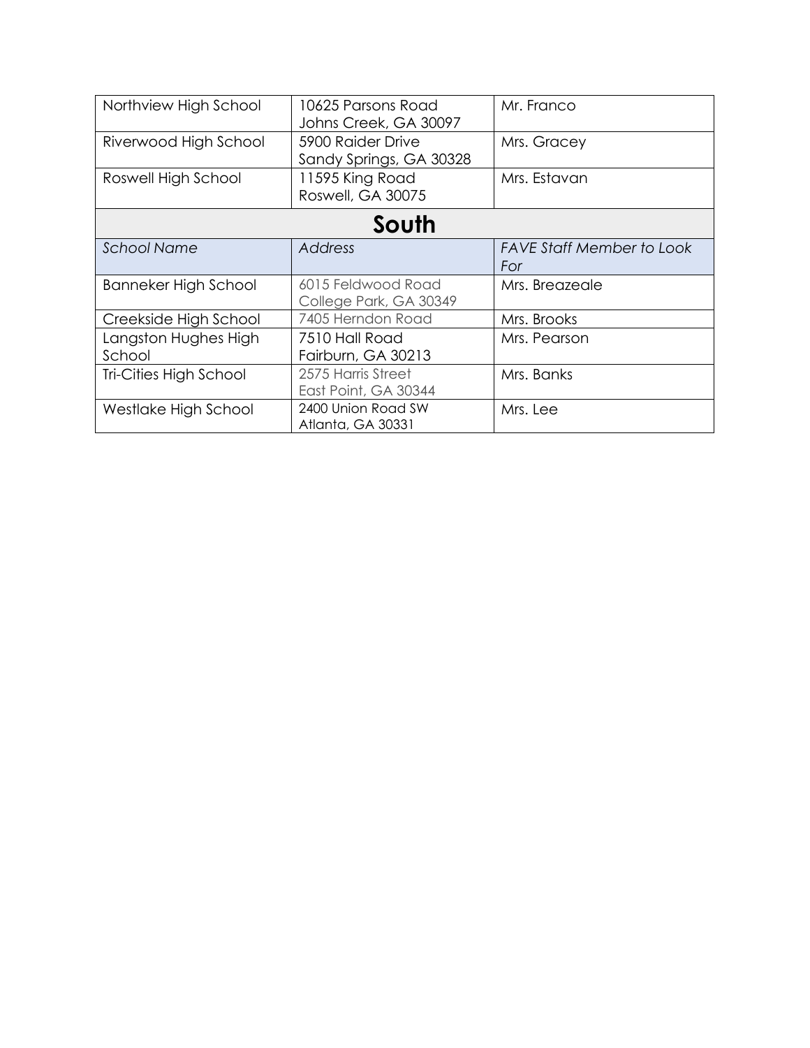| | | |
|---|---|---|
| Northview High School | 10625 Parsons Road<br>Johns Creek, GA 30097 | Mr. Franco |
| Riverwood High School | 5900 Raider Drive<br>Sandy Springs, GA 30328 | Mrs. Gracey |
| Roswell High School | 11595 King Road<br>Roswell, GA 30075 | Mrs. Estavan |
| **South** | | |
| *School Name* | *Address* | *FAVE Staff Member to Look For* |
| Banneker High School | 6015 Feldwood Road<br>College Park, GA 30349 | Mrs. Breazeale |
| Creekside High School | 7405 Herndon Road | Mrs. Brooks |
| Langston Hughes High School | 7510 Hall Road<br>Fairburn, GA 30213 | Mrs. Pearson |
| Tri-Cities High School | 2575 Harris Street<br>East Point, GA 30344 | Mrs. Banks |
| Westlake High School | 2400 Union Road SW<br>Atlanta, GA 30331 | Mrs. Lee |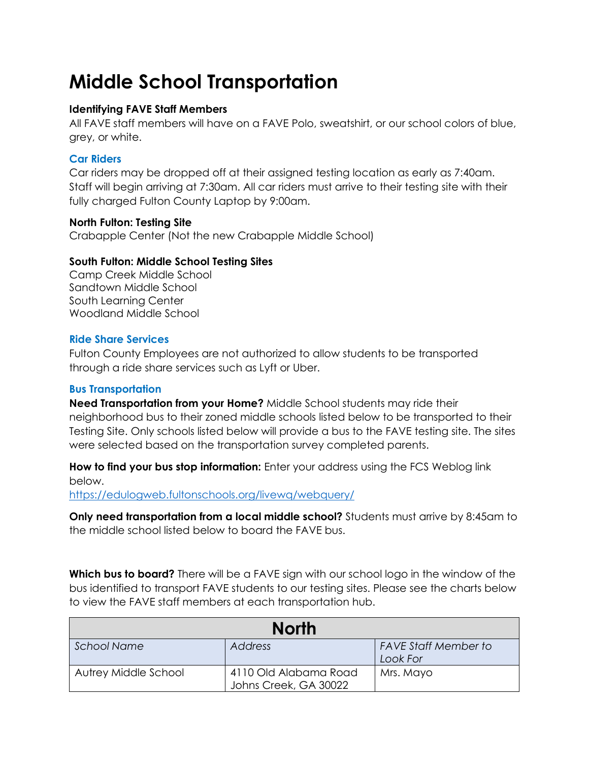# Middle School Transportation

**Identifying FAVE Staff Members**
All FAVE staff members will have on a FAVE Polo, sweatshirt, or our school colors of blue, grey, or white.

### Car Riders

Car riders may be dropped off at their assigned testing location as early as 7:40am. Staff will begin arriving at 7:30am. All car riders must arrive to their testing site with their fully charged Fulton County Laptop by 9:00am.

**North Fulton: Testing Site**
Crabapple Center (Not the new Crabapple Middle School)

**South Fulton: Middle School Testing Sites**
Camp Creek Middle School
Sandtown Middle School
South Learning Center
Woodland Middle School

### Ride Share Services

Fulton County Employees are not authorized to allow students to be transported through a ride share services such as Lyft or Uber.

### Bus Transportation

**Need Transportation from your Home?** Middle School students may ride their neighborhood bus to their zoned middle schools listed below to be transported to their Testing Site. Only schools listed below will provide a bus to the FAVE testing site. The sites were selected based on the transportation survey completed parents.

**How to find your bus stop information:** Enter your address using the FCS Weblog link below.
https://edulogweb.fultonschools.org/livewq/webquery/

**Only need transportation from a local middle school?** Students must arrive by 8:45am to the middle school listed below to board the FAVE bus.

**Which bus to board?** There will be a FAVE sign with our school logo in the window of the bus identified to transport FAVE students to our testing sites. Please see the charts below to view the FAVE staff members at each transportation hub.

| North | | |
|---|---|---|
| *School Name* | *Address* | *FAVE Staff Member to Look For* |
| Autrey Middle School | 4110 Old Alabama Road Johns Creek, GA 30022 | Mrs. Mayo |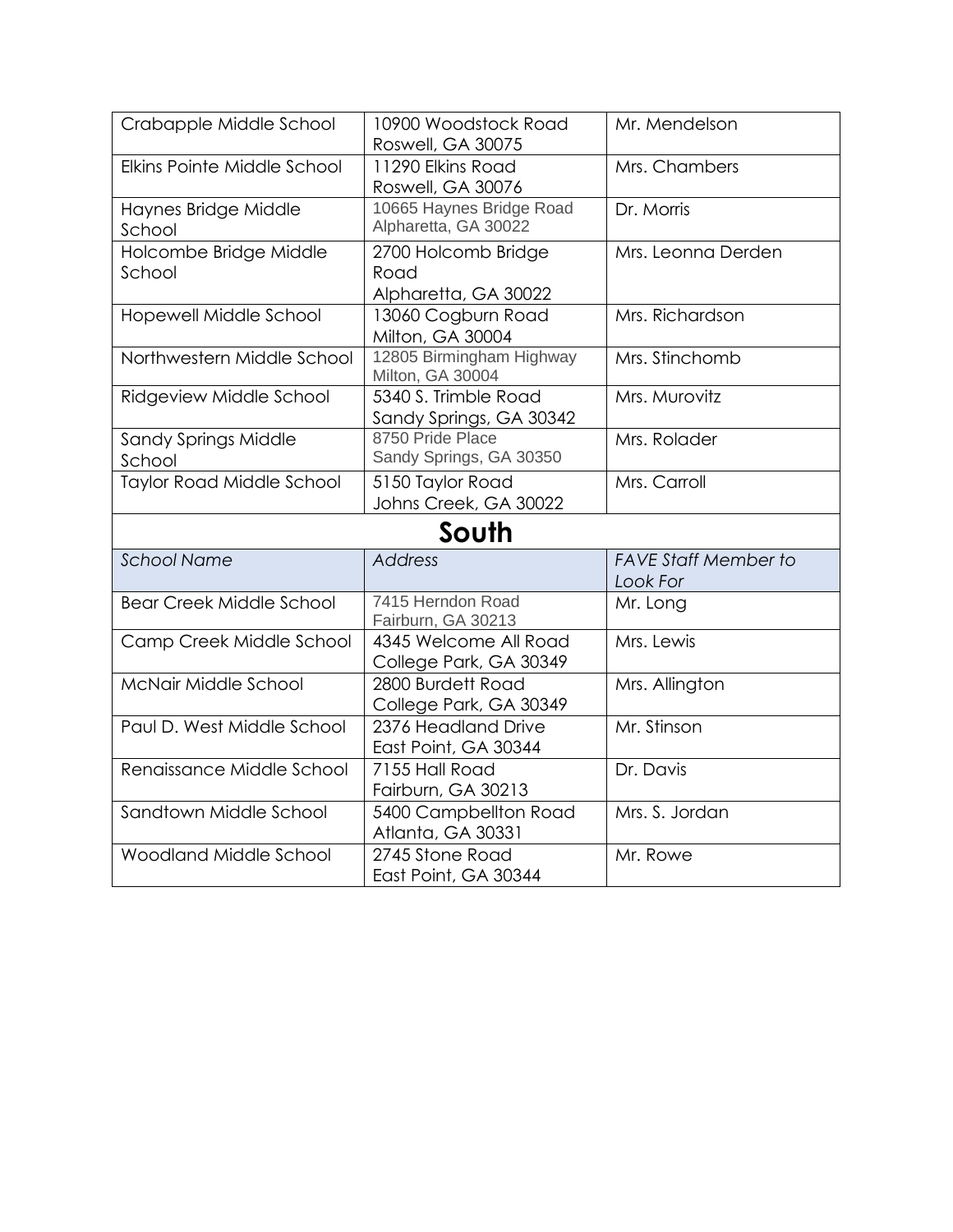| | | |
|---|---|---|
| Crabapple Middle School | 10900 Woodstock Road Roswell, GA 30075 | Mr. Mendelson |
| Elkins Pointe Middle School | 11290 Elkins Road Roswell, GA 30076 | Mrs. Chambers |
| Haynes Bridge Middle School | 10665 Haynes Bridge Road Alpharetta, GA 30022 | Dr. Morris |
| Holcombe Bridge Middle School | 2700 Holcomb Bridge Road Alpharetta, GA 30022 | Mrs. Leonna Derden |
| Hopewell Middle School | 13060 Cogburn Road Milton, GA 30004 | Mrs. Richardson |
| Northwestern Middle School | 12805 Birmingham Highway Milton, GA 30004 | Mrs. Stinchomb |
| Ridgeview Middle School | 5340 S. Trimble Road Sandy Springs, GA 30342 | Mrs. Murovitz |
| Sandy Springs Middle School | 8750 Pride Place Sandy Springs, GA 30350 | Mrs. Rolader |
| Taylor Road Middle School | 5150 Taylor Road Johns Creek, GA 30022 | Mrs. Carroll |

## South

| *School Name* | *Address* | *FAVE Staff Member to Look For* |
|---|---|---|
| Bear Creek Middle School | 7415 Herndon Road Fairburn, GA 30213 | Mr. Long |
| Camp Creek Middle School | 4345 Welcome All Road College Park, GA 30349 | Mrs. Lewis |
| McNair Middle School | 2800 Burdett Road College Park, GA 30349 | Mrs. Allington |
| Paul D. West Middle School | 2376 Headland Drive East Point, GA 30344 | Mr. Stinson |
| Renaissance Middle School | 7155 Hall Road Fairburn, GA 30213 | Dr. Davis |
| Sandtown Middle School | 5400 Campbellton Road Atlanta, GA 30331 | Mrs. S. Jordan |
| Woodland Middle School | 2745 Stone Road East Point, GA 30344 | Mr. Rowe |